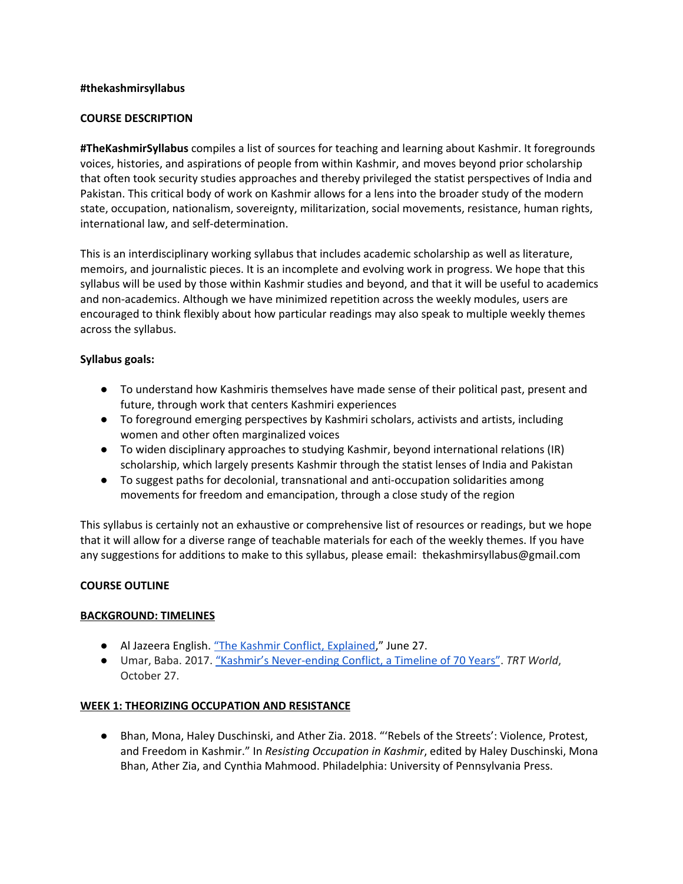**#thekashmirsyllabus**

**COURSE DESCRIPTION**

**#TheKashmirSyllabus** compiles a list of sources for teaching and learning about Kashmir. It foregrounds voices, histories, and aspirations of people from within Kashmir, and moves beyond prior scholarship that often took security studies approaches and thereby privileged the statist perspectives of India and Pakistan. This critical body of work on Kashmir allows for a lens into the broader study of the modern state, occupation, nationalism, sovereignty, militarization, social movements, resistance, human rights, international law, and self-determination.

This is an interdisciplinary working syllabus that includes academic scholarship as well as literature, memoirs, and journalistic pieces. It is an incomplete and evolving work in progress. We hope that this syllabus will be used by those within Kashmir studies and beyond, and that it will be useful to academics and non-academics. Although we have minimized repetition across the weekly modules, users are encouraged to think flexibly about how particular readings may also speak to multiple weekly themes across the syllabus.

**Syllabus goals:**

- To understand how Kashmiris themselves have made sense of their political past, present and future, through work that centers Kashmiri experiences
- To foreground emerging perspectives by Kashmiri scholars, activists and artists, including women and other often marginalized voices
- To widen disciplinary approaches to studying Kashmir, beyond international relations (IR) scholarship, which largely presents Kashmir through the statist lenses of India and Pakistan
- To suggest paths for decolonial, transnational and anti-occupation solidarities among movements for freedom and emancipation, through a close study of the region

This syllabus is certainly not an exhaustive or comprehensive list of resources or readings, but we hope that it will allow for a diverse range of teachable materials for each of the weekly themes. If you have any suggestions for additions to make to this syllabus, please email: thekashmirsyllabus@gmail.com

**COURSE OUTLINE**

**BACKGROUND: TIMELINES**

- Al Jazeera English. "The Kashmir Conflict, Explained," June 27.
- Umar, Baba. 2017. "Kashmir's Never-ending Conflict, a Timeline of 70 Years". *TRT World*, October 27.

**WEEK 1: THEORIZING OCCUPATION AND RESISTANCE**

- Bhan, Mona, Haley Duschinski, and Ather Zia. 2018. "'Rebels of the Streets': Violence, Protest, and Freedom in Kashmir." In *Resisting Occupation in Kashmir*, edited by Haley Duschinski, Mona Bhan, Ather Zia, and Cynthia Mahmood. Philadelphia: University of Pennsylvania Press.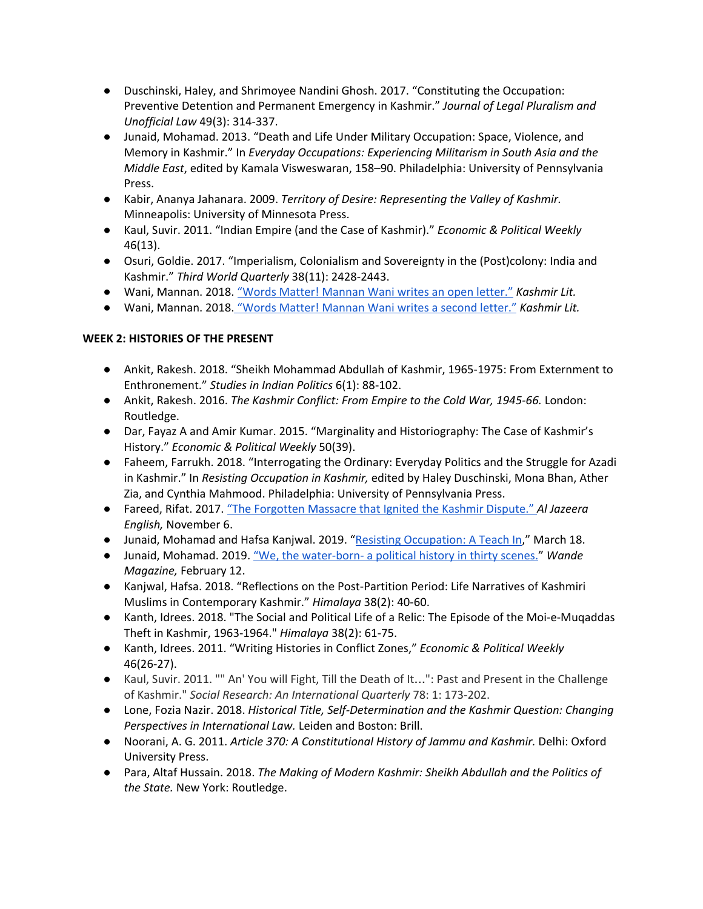- Duschinski, Haley, and Shrimoyee Nandini Ghosh. 2017. "Constituting the Occupation: Preventive Detention and Permanent Emergency in Kashmir." *Journal of Legal Pluralism and Unofficial Law* 49(3): 314-337.
- Junaid, Mohamad. 2013. "Death and Life Under Military Occupation: Space, Violence, and Memory in Kashmir." In *Everyday Occupations: Experiencing Militarism in South Asia and the Middle East*, edited by Kamala Visweswaran, 158–90. Philadelphia: University of Pennsylvania Press.
- Kabir, Ananya Jahanara. 2009. *Territory of Desire: Representing the Valley of Kashmir.* Minneapolis: University of Minnesota Press.
- Kaul, Suvir. 2011. "Indian Empire (and the Case of Kashmir)." *Economic & Political Weekly* 46(13).
- Osuri, Goldie. 2017. "Imperialism, Colonialism and Sovereignty in the (Post)colony: India and Kashmir." *Third World Quarterly* 38(11): 2428-2443.
- Wani, Mannan. 2018. "Words Matter! Mannan Wani writes an open letter." *Kashmir Lit.*
- Wani, Mannan. 2018. "Words Matter! Mannan Wani writes a second letter." *Kashmir Lit.*

**WEEK 2: HISTORIES OF THE PRESENT**

- Ankit, Rakesh. 2018. "Sheikh Mohammad Abdullah of Kashmir, 1965-1975: From Externment to Enthronement." *Studies in Indian Politics* 6(1): 88-102.
- Ankit, Rakesh. 2016. *The Kashmir Conflict: From Empire to the Cold War, 1945-66.* London: Routledge.
- Dar, Fayaz A and Amir Kumar. 2015. "Marginality and Historiography: The Case of Kashmir's History." *Economic & Political Weekly* 50(39).
- Faheem, Farrukh. 2018. "Interrogating the Ordinary: Everyday Politics and the Struggle for Azadi in Kashmir." In *Resisting Occupation in Kashmir,* edited by Haley Duschinski, Mona Bhan, Ather Zia, and Cynthia Mahmood. Philadelphia: University of Pennsylvania Press.
- Fareed, Rifat. 2017. "The Forgotten Massacre that Ignited the Kashmir Dispute." *Al Jazeera English,* November 6.
- Junaid, Mohamad and Hafsa Kanjwal. 2019. "Resisting Occupation: A Teach In," March 18.
- Junaid, Mohamad. 2019. "We, the water-born- a political history in thirty scenes." *Wande Magazine,* February 12.
- Kanjwal, Hafsa. 2018. "Reflections on the Post-Partition Period: Life Narratives of Kashmiri Muslims in Contemporary Kashmir." *Himalaya* 38(2): 40-60.
- Kanth, Idrees. 2018. "The Social and Political Life of a Relic: The Episode of the Moi-e-Muqaddas Theft in Kashmir, 1963-1964." *Himalaya* 38(2): 61-75.
- Kanth, Idrees. 2011. "Writing Histories in Conflict Zones," *Economic & Political Weekly* 46(26-27).
- Kaul, Suvir. 2011. "" An' You will Fight, Till the Death of It...": Past and Present in the Challenge of Kashmir." *Social Research: An International Quarterly* 78: 1: 173-202.
- Lone, Fozia Nazir. 2018. *Historical Title, Self-Determination and the Kashmir Question: Changing Perspectives in International Law.* Leiden and Boston: Brill.
- Noorani, A. G. 2011. *Article 370: A Constitutional History of Jammu and Kashmir.* Delhi: Oxford University Press.
- Para, Altaf Hussain. 2018. *The Making of Modern Kashmir: Sheikh Abdullah and the Politics of the State.* New York: Routledge.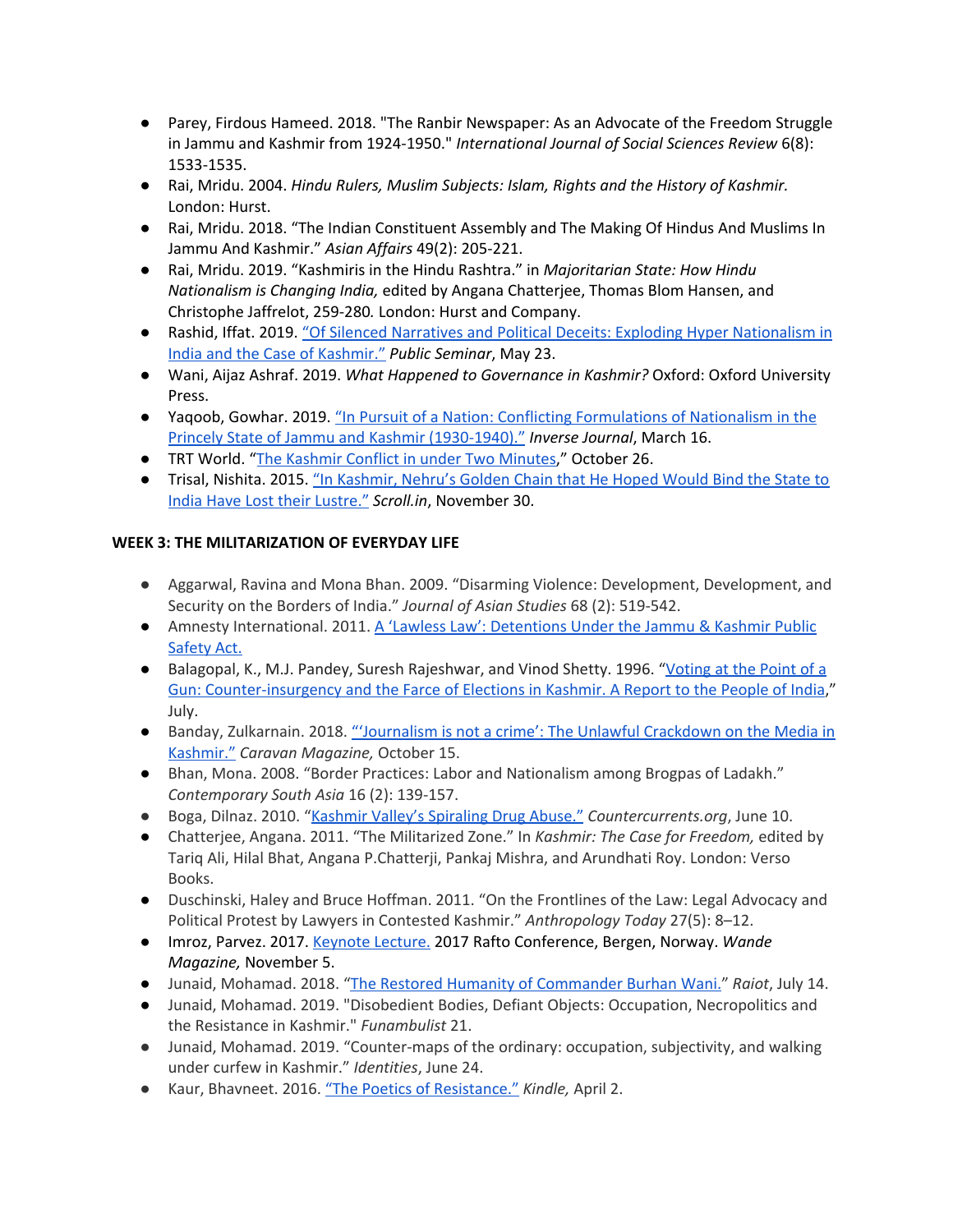- Parey, Firdous Hameed. 2018. "The Ranbir Newspaper: As an Advocate of the Freedom Struggle in Jammu and Kashmir from 1924-1950." *International Journal of Social Sciences Review* 6(8): 1533-1535.
- Rai, Mridu. 2004. *Hindu Rulers, Muslim Subjects: Islam, Rights and the History of Kashmir.* London: Hurst.
- Rai, Mridu. 2018. "The Indian Constituent Assembly and The Making Of Hindus And Muslims In Jammu And Kashmir." *Asian Affairs* 49(2): 205-221.
- Rai, Mridu. 2019. "Kashmiris in the Hindu Rashtra." in *Majoritarian State: How Hindu Nationalism is Changing India,* edited by Angana Chatterjee, Thomas Blom Hansen, and Christophe Jaffrelot, 259-280*.* London: Hurst and Company.
- Rashid, Iffat. 2019. "Of Silenced Narratives and Political Deceits: Exploding Hyper Nationalism in India and the Case of Kashmir." *Public Seminar*, May 23.
- Wani, Aijaz Ashraf. 2019. *What Happened to Governance in Kashmir?* Oxford: Oxford University Press.
- Yaqoob, Gowhar. 2019. "In Pursuit of a Nation: Conflicting Formulations of Nationalism in the Princely State of Jammu and Kashmir (1930-1940)." *Inverse Journal*, March 16.
- TRT World. "The Kashmir Conflict in under Two Minutes," October 26.
- Trisal, Nishita. 2015. "In Kashmir, Nehru's Golden Chain that He Hoped Would Bind the State to India Have Lost their Lustre." *Scroll.in*, November 30.

**WEEK 3: THE MILITARIZATION OF EVERYDAY LIFE**

- Aggarwal, Ravina and Mona Bhan. 2009. "Disarming Violence: Development, Development, and Security on the Borders of India." *Journal of Asian Studies* 68 (2): 519-542.
- Amnesty International. 2011. A 'Lawless Law': Detentions Under the Jammu & Kashmir Public Safety Act.
- Balagopal, K., M.J. Pandey, Suresh Rajeshwar, and Vinod Shetty. 1996. "Voting at the Point of a Gun: Counter-insurgency and the Farce of Elections in Kashmir. A Report to the People of India," July.
- Banday, Zulkarnain. 2018. "'Journalism is not a crime': The Unlawful Crackdown on the Media in Kashmir." *Caravan Magazine,* October 15.
- Bhan, Mona. 2008. "Border Practices: Labor and Nationalism among Brogpas of Ladakh." *Contemporary South Asia* 16 (2): 139-157.
- Boga, Dilnaz. 2010. "Kashmir Valley's Spiraling Drug Abuse." *Countercurrents.org*, June 10.
- Chatterjee, Angana. 2011. "The Militarized Zone." In *Kashmir: The Case for Freedom,* edited by Tariq Ali, Hilal Bhat, Angana P.Chatterji, Pankaj Mishra, and Arundhati Roy. London: Verso Books.
- Duschinski, Haley and Bruce Hoffman. 2011. "On the Frontlines of the Law: Legal Advocacy and Political Protest by Lawyers in Contested Kashmir." *Anthropology Today* 27(5): 8–12.
- Imroz, Parvez. 2017. Keynote Lecture. 2017 Rafto Conference, Bergen, Norway. *Wande Magazine,* November 5.
- Junaid, Mohamad. 2018. "The Restored Humanity of Commander Burhan Wani." *Raiot*, July 14.
- Junaid, Mohamad. 2019. "Disobedient Bodies, Defiant Objects: Occupation, Necropolitics and the Resistance in Kashmir." *Funambulist* 21.
- Junaid, Mohamad. 2019. "Counter-maps of the ordinary: occupation, subjectivity, and walking under curfew in Kashmir." *Identities*, June 24.
- Kaur, Bhavneet. 2016. "The Poetics of Resistance." *Kindle,* April 2.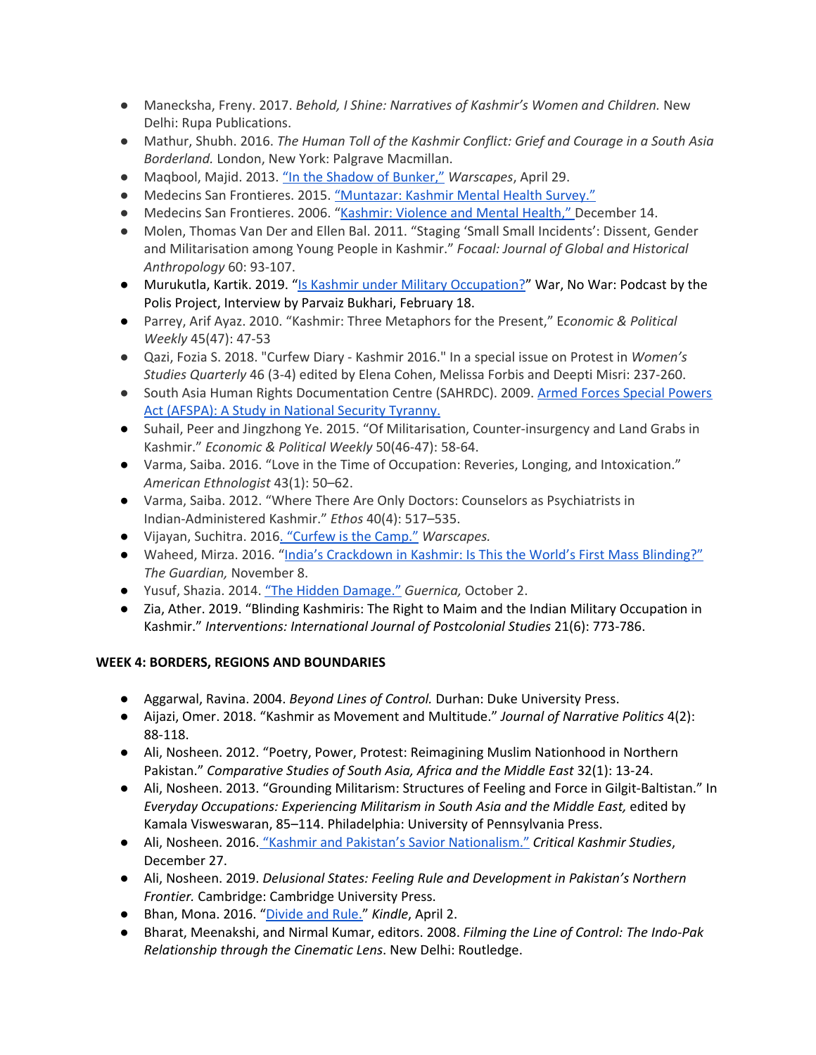- Manecksha, Freny. 2017. *Behold, I Shine: Narratives of Kashmir's Women and Children.* New Delhi: Rupa Publications.
- Mathur, Shubh. 2016. *The Human Toll of the Kashmir Conflict: Grief and Courage in a South Asia Borderland.* London, New York: Palgrave Macmillan.
- Maqbool, Majid. 2013. "In the Shadow of Bunker," *Warscapes*, April 29.
- Medecins San Frontieres. 2015. "Muntazar: Kashmir Mental Health Survey."
- Medecins San Frontieres. 2006. "Kashmir: Violence and Mental Health," December 14.
- Molen, Thomas Van Der and Ellen Bal. 2011. "Staging 'Small Small Incidents': Dissent, Gender and Militarisation among Young People in Kashmir." *Focaal: Journal of Global and Historical Anthropology* 60: 93-107.
- Murukutla, Kartik. 2019. "Is Kashmir under Military Occupation?" War, No War: Podcast by the Polis Project, Interview by Parvaiz Bukhari, February 18.
- Parrey, Arif Ayaz. 2010. "Kashmir: Three Metaphors for the Present," E*conomic & Political Weekly* 45(47): 47-53
- Qazi, Fozia S. 2018. "Curfew Diary - Kashmir 2016." In a special issue on Protest in *Women's Studies Quarterly* 46 (3-4) edited by Elena Cohen, Melissa Forbis and Deepti Misri: 237-260.
- South Asia Human Rights Documentation Centre (SAHRDC). 2009. Armed Forces Special Powers Act (AFSPA): A Study in National Security Tyranny.
- Suhail, Peer and Jingzhong Ye. 2015. "Of Militarisation, Counter-insurgency and Land Grabs in Kashmir." *Economic & Political Weekly* 50(46-47): 58-64.
- Varma, Saiba. 2016. "Love in the Time of Occupation: Reveries, Longing, and Intoxication." *American Ethnologist* 43(1): 50–62.
- Varma, Saiba. 2012. "Where There Are Only Doctors: Counselors as Psychiatrists in Indian-Administered Kashmir." *Ethos* 40(4): 517–535.
- Vijayan, Suchitra. 2016. "Curfew is the Camp." *Warscapes.*
- Waheed, Mirza. 2016. "India's Crackdown in Kashmir: Is This the World's First Mass Blinding?" *The Guardian,* November 8.
- Yusuf, Shazia. 2014. "The Hidden Damage." *Guernica,* October 2.
- Zia, Ather. 2019. "Blinding Kashmiris: The Right to Maim and the Indian Military Occupation in Kashmir." *Interventions: International Journal of Postcolonial Studies* 21(6): 773-786.

**WEEK 4: BORDERS, REGIONS AND BOUNDARIES**

- Aggarwal, Ravina. 2004. *Beyond Lines of Control.* Durhan: Duke University Press.
- Aijazi, Omer. 2018. "Kashmir as Movement and Multitude." *Journal of Narrative Politics* 4(2): 88-118.
- Ali, Nosheen. 2012. "Poetry, Power, Protest: Reimagining Muslim Nationhood in Northern Pakistan." *Comparative Studies of South Asia, Africa and the Middle East* 32(1): 13-24.
- Ali, Nosheen. 2013. "Grounding Militarism: Structures of Feeling and Force in Gilgit-Baltistan." In *Everyday Occupations: Experiencing Militarism in South Asia and the Middle East,* edited by Kamala Visweswaran, 85–114. Philadelphia: University of Pennsylvania Press.
- Ali, Nosheen. 2016. "Kashmir and Pakistan's Savior Nationalism." *Critical Kashmir Studies*, December 27.
- Ali, Nosheen. 2019. *Delusional States: Feeling Rule and Development in Pakistan's Northern Frontier.* Cambridge: Cambridge University Press.
- Bhan, Mona. 2016. "Divide and Rule." *Kindle*, April 2.
- Bharat, Meenakshi, and Nirmal Kumar, editors. 2008. *Filming the Line of Control: The Indo-Pak Relationship through the Cinematic Lens*. New Delhi: Routledge.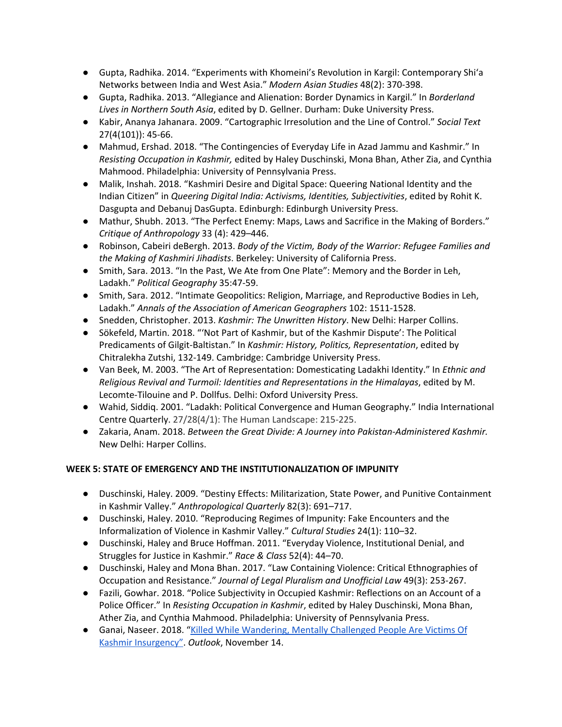- Gupta, Radhika. 2014. "Experiments with Khomeini's Revolution in Kargil: Contemporary Shi'a Networks between India and West Asia." *Modern Asian Studies* 48(2): 370-398.
- Gupta, Radhika. 2013. "Allegiance and Alienation: Border Dynamics in Kargil." In *Borderland Lives in Northern South Asia*, edited by D. Gellner. Durham: Duke University Press.
- Kabir, Ananya Jahanara. 2009. "Cartographic Irresolution and the Line of Control." *Social Text* 27(4(101)): 45-66.
- Mahmud, Ershad. 2018. "The Contingencies of Everyday Life in Azad Jammu and Kashmir." In *Resisting Occupation in Kashmir,* edited by Haley Duschinski, Mona Bhan, Ather Zia, and Cynthia Mahmood. Philadelphia: University of Pennsylvania Press.
- Malik, Inshah. 2018. "Kashmiri Desire and Digital Space: Queering National Identity and the Indian Citizen" in *Queering Digital India: Activisms, Identities, Subjectivities*, edited by Rohit K. Dasgupta and Debanuj DasGupta. Edinburgh: Edinburgh University Press.
- Mathur, Shubh. 2013. "The Perfect Enemy: Maps, Laws and Sacrifice in the Making of Borders." *Critique of Anthropology* 33 (4): 429–446.
- Robinson, Cabeiri deBergh. 2013. *Body of the Victim, Body of the Warrior: Refugee Families and the Making of Kashmiri Jihadists*. Berkeley: University of California Press.
- Smith, Sara. 2013. "In the Past, We Ate from One Plate": Memory and the Border in Leh, Ladakh." *Political Geography* 35:47-59.
- Smith, Sara. 2012. "Intimate Geopolitics: Religion, Marriage, and Reproductive Bodies in Leh, Ladakh." *Annals of the Association of American Geographers* 102: 1511-1528.
- Snedden, Christopher. 2013. *Kashmir: The Unwritten History*. New Delhi: Harper Collins.
- Sökefeld, Martin. 2018. "'Not Part of Kashmir, but of the Kashmir Dispute': The Political Predicaments of Gilgit-Baltistan." In *Kashmir: History, Politics, Representation*, edited by Chitralekha Zutshi, 132-149. Cambridge: Cambridge University Press.
- Van Beek, M. 2003. "The Art of Representation: Domesticating Ladakhi Identity." In *Ethnic and Religious Revival and Turmoil: Identities and Representations in the Himalayas*, edited by M. Lecomte-Tilouine and P. Dollfus. Delhi: Oxford University Press.
- Wahid, Siddiq. 2001. "Ladakh: Political Convergence and Human Geography." India International Centre Quarterly. 27/28(4/1): The Human Landscape: 215-225.
- Zakaria, Anam. 2018. *Between the Great Divide: A Journey into Pakistan-Administered Kashmir.* New Delhi: Harper Collins.

**WEEK 5: STATE OF EMERGENCY AND THE INSTITUTIONALIZATION OF IMPUNITY**

- Duschinski, Haley. 2009. "Destiny Effects: Militarization, State Power, and Punitive Containment in Kashmir Valley." *Anthropological Quarterly* 82(3): 691–717.
- Duschinski, Haley. 2010. "Reproducing Regimes of Impunity: Fake Encounters and the Informalization of Violence in Kashmir Valley." *Cultural Studies* 24(1): 110–32.
- Duschinski, Haley and Bruce Hoffman. 2011. "Everyday Violence, Institutional Denial, and Struggles for Justice in Kashmir." *Race & Class* 52(4): 44–70.
- Duschinski, Haley and Mona Bhan. 2017. "Law Containing Violence: Critical Ethnographies of Occupation and Resistance." *Journal of Legal Pluralism and Unofficial Law* 49(3): 253-267.
- Fazili, Gowhar. 2018. "Police Subjectivity in Occupied Kashmir: Reflections on an Account of a Police Officer." In *Resisting Occupation in Kashmir*, edited by Haley Duschinski, Mona Bhan, Ather Zia, and Cynthia Mahmood. Philadelphia: University of Pennsylvania Press.
- Ganai, Naseer. 2018. "Killed While Wandering, Mentally Challenged People Are Victims Of Kashmir Insurgency". *Outlook*, November 14.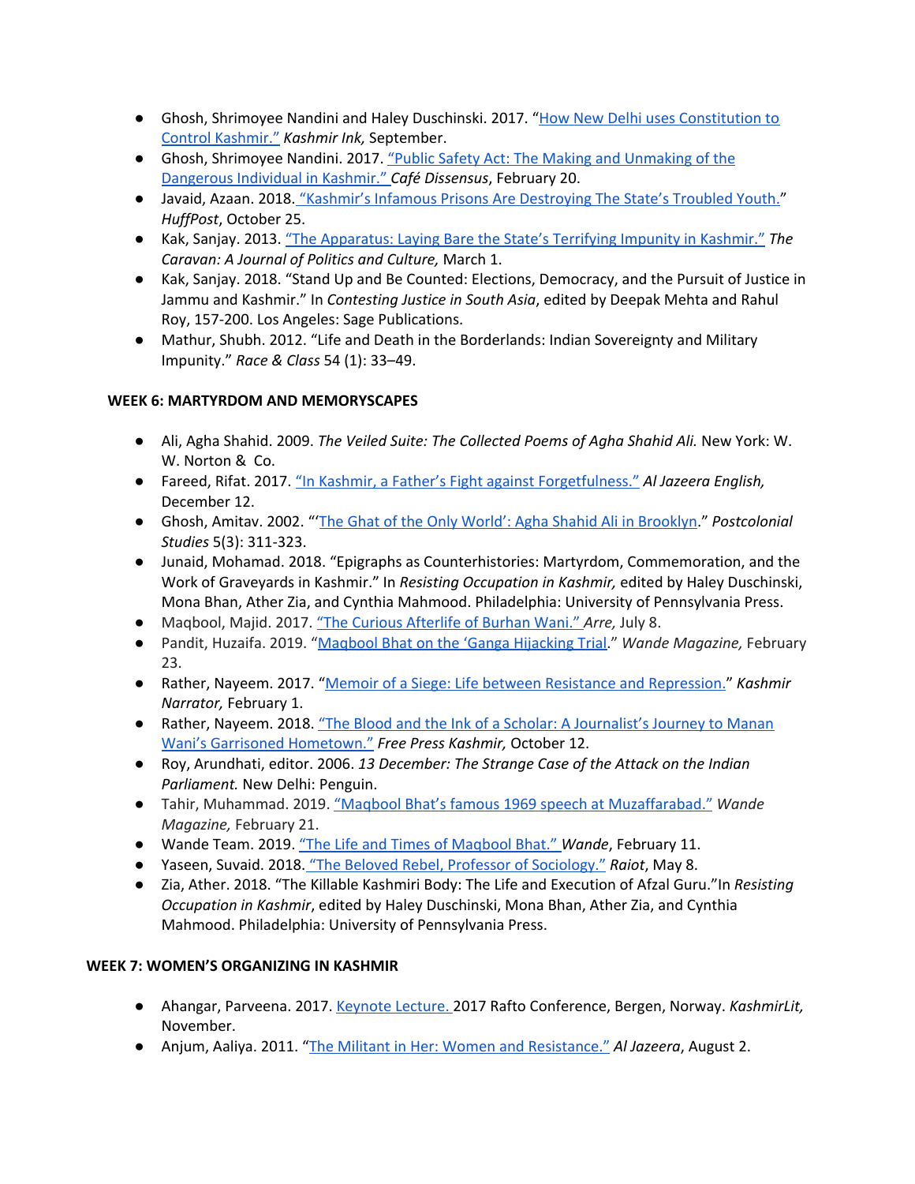- Ghosh, Shrimoyee Nandini and Haley Duschinski. 2017. "How New Delhi uses Constitution to Control Kashmir." *Kashmir Ink,* September.
- Ghosh, Shrimoyee Nandini. 2017. "Public Safety Act: The Making and Unmaking of the Dangerous Individual in Kashmir." *Café Dissensus*, February 20.
- Javaid, Azaan. 2018. "Kashmir's Infamous Prisons Are Destroying The State's Troubled Youth." *HuffPost*, October 25.
- Kak, Sanjay. 2013. "The Apparatus: Laying Bare the State's Terrifying Impunity in Kashmir." *The Caravan: A Journal of Politics and Culture,* March 1.
- Kak, Sanjay. 2018. "Stand Up and Be Counted: Elections, Democracy, and the Pursuit of Justice in Jammu and Kashmir." In *Contesting Justice in South Asia*, edited by Deepak Mehta and Rahul Roy, 157-200. Los Angeles: Sage Publications.
- Mathur, Shubh. 2012. "Life and Death in the Borderlands: Indian Sovereignty and Military Impunity." *Race & Class* 54 (1): 33–49.

**WEEK 6: MARTYRDOM AND MEMORYSCAPES**

- Ali, Agha Shahid. 2009. *The Veiled Suite: The Collected Poems of Agha Shahid Ali.* New York: W. W. Norton & Co.
- Fareed, Rifat. 2017. "In Kashmir, a Father's Fight against Forgetfulness." *Al Jazeera English,* December 12.
- Ghosh, Amitav. 2002. "'The Ghat of the Only World': Agha Shahid Ali in Brooklyn." *Postcolonial Studies* 5(3): 311-323.
- Junaid, Mohamad. 2018. "Epigraphs as Counterhistories: Martyrdom, Commemoration, and the Work of Graveyards in Kashmir." In *Resisting Occupation in Kashmir,* edited by Haley Duschinski, Mona Bhan, Ather Zia, and Cynthia Mahmood. Philadelphia: University of Pennsylvania Press.
- Maqbool, Majid. 2017. "The Curious Afterlife of Burhan Wani." *Arre,* July 8.
- Pandit, Huzaifa. 2019. "Maqbool Bhat on the 'Ganga Hijacking Trial." *Wande Magazine,* February 23.
- Rather, Nayeem. 2017. "Memoir of a Siege: Life between Resistance and Repression." *Kashmir Narrator,* February 1.
- Rather, Nayeem. 2018. "The Blood and the Ink of a Scholar: A Journalist's Journey to Manan Wani's Garrisoned Hometown." *Free Press Kashmir,* October 12.
- Roy, Arundhati, editor. 2006. *13 December: The Strange Case of the Attack on the Indian Parliament.* New Delhi: Penguin.
- Tahir, Muhammad. 2019. "Maqbool Bhat's famous 1969 speech at Muzaffarabad." *Wande Magazine,* February 21.
- Wande Team. 2019. "The Life and Times of Maqbool Bhat." *Wande*, February 11.
- Yaseen, Suvaid. 2018. "The Beloved Rebel, Professor of Sociology." *Raiot*, May 8.
- Zia, Ather. 2018. "The Killable Kashmiri Body: The Life and Execution of Afzal Guru."In *Resisting Occupation in Kashmir*, edited by Haley Duschinski, Mona Bhan, Ather Zia, and Cynthia Mahmood. Philadelphia: University of Pennsylvania Press.

**WEEK 7: WOMEN'S ORGANIZING IN KASHMIR**

- Ahangar, Parveena. 2017. Keynote Lecture. 2017 Rafto Conference, Bergen, Norway. *KashmirLit,* November.
- Anjum, Aaliya. 2011. "The Militant in Her: Women and Resistance." *Al Jazeera*, August 2.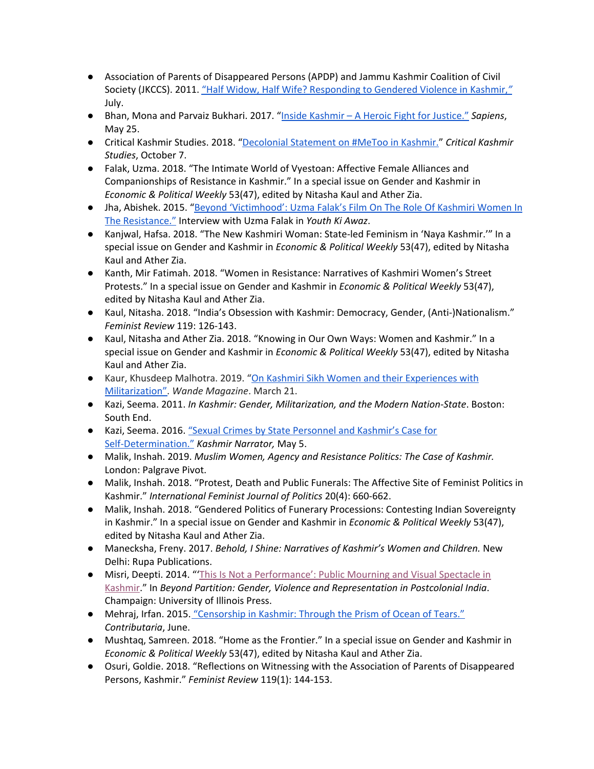- Association of Parents of Disappeared Persons (APDP) and Jammu Kashmir Coalition of Civil Society (JKCCS). 2011. "Half Widow, Half Wife? Responding to Gendered Violence in Kashmir," July.
- Bhan, Mona and Parvaiz Bukhari. 2017. "Inside Kashmir – A Heroic Fight for Justice." *Sapiens*, May 25.
- Critical Kashmir Studies. 2018. "Decolonial Statement on #MeToo in Kashmir." *Critical Kashmir Studies*, October 7.
- Falak, Uzma. 2018. "The Intimate World of Vyestoan: Affective Female Alliances and Companionships of Resistance in Kashmir." In a special issue on Gender and Kashmir in *Economic & Political Weekly* 53(47), edited by Nitasha Kaul and Ather Zia.
- Jha, Abishek. 2015. "Beyond 'Victimhood': Uzma Falak's Film On The Role Of Kashmiri Women In The Resistance." Interview with Uzma Falak in *Youth Ki Awaz*.
- Kanjwal, Hafsa. 2018. "The New Kashmiri Woman: State-led Feminism in 'Naya Kashmir.'" In a special issue on Gender and Kashmir in *Economic & Political Weekly* 53(47), edited by Nitasha Kaul and Ather Zia.
- Kanth, Mir Fatimah. 2018. "Women in Resistance: Narratives of Kashmiri Women's Street Protests." In a special issue on Gender and Kashmir in *Economic & Political Weekly* 53(47), edited by Nitasha Kaul and Ather Zia.
- Kaul, Nitasha. 2018. "India's Obsession with Kashmir: Democracy, Gender, (Anti-)Nationalism." *Feminist Review* 119: 126-143.
- Kaul, Nitasha and Ather Zia. 2018. "Knowing in Our Own Ways: Women and Kashmir." In a special issue on Gender and Kashmir in *Economic & Political Weekly* 53(47), edited by Nitasha Kaul and Ather Zia.
- Kaur, Khusdeep Malhotra. 2019. "On Kashmiri Sikh Women and their Experiences with Militarization". *Wande Magazine*. March 21.
- Kazi, Seema. 2011. *In Kashmir: Gender, Militarization, and the Modern Nation-State*. Boston: South End.
- Kazi, Seema. 2016. "Sexual Crimes by State Personnel and Kashmir's Case for Self-Determination." *Kashmir Narrator,* May 5.
- Malik, Inshah. 2019. *Muslim Women, Agency and Resistance Politics: The Case of Kashmir.* London: Palgrave Pivot.
- Malik, Inshah. 2018. "Protest, Death and Public Funerals: The Affective Site of Feminist Politics in Kashmir." *International Feminist Journal of Politics* 20(4): 660-662.
- Malik, Inshah. 2018. "Gendered Politics of Funerary Processions: Contesting Indian Sovereignty in Kashmir." In a special issue on Gender and Kashmir in *Economic & Political Weekly* 53(47), edited by Nitasha Kaul and Ather Zia.
- Manecksha, Freny. 2017. *Behold, I Shine: Narratives of Kashmir's Women and Children.* New Delhi: Rupa Publications.
- Misri, Deepti. 2014. "'This Is Not a Performance': Public Mourning and Visual Spectacle in Kashmir." In *Beyond Partition: Gender, Violence and Representation in Postcolonial India*. Champaign: University of Illinois Press.
- Mehraj, Irfan. 2015. "Censorship in Kashmir: Through the Prism of Ocean of Tears." *Contributaria*, June.
- Mushtaq, Samreen. 2018. "Home as the Frontier." In a special issue on Gender and Kashmir in *Economic & Political Weekly* 53(47), edited by Nitasha Kaul and Ather Zia.
- Osuri, Goldie. 2018. "Reflections on Witnessing with the Association of Parents of Disappeared Persons, Kashmir." *Feminist Review* 119(1): 144-153.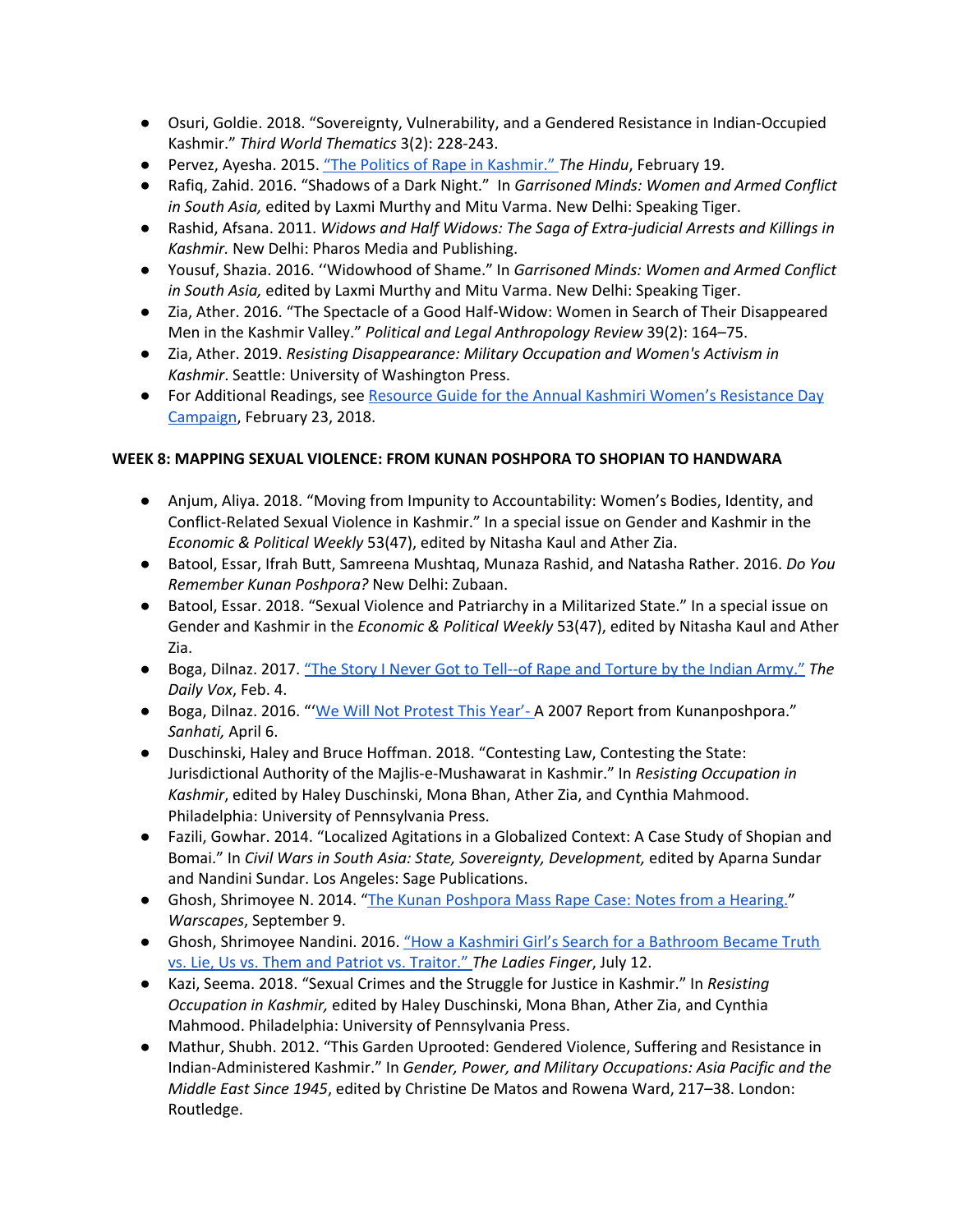- Osuri, Goldie. 2018. "Sovereignty, Vulnerability, and a Gendered Resistance in Indian-Occupied Kashmir." *Third World Thematics* 3(2): 228-243.
- Pervez, Ayesha. 2015. "The Politics of Rape in Kashmir." *The Hindu*, February 19.
- Rafiq, Zahid. 2016. "Shadows of a Dark Night." In *Garrisoned Minds: Women and Armed Conflict in South Asia,* edited by Laxmi Murthy and Mitu Varma. New Delhi: Speaking Tiger.
- Rashid, Afsana. 2011. *Widows and Half Widows: The Saga of Extra-judicial Arrests and Killings in Kashmir.* New Delhi: Pharos Media and Publishing.
- Yousuf, Shazia. 2016. ''Widowhood of Shame." In *Garrisoned Minds: Women and Armed Conflict in South Asia,* edited by Laxmi Murthy and Mitu Varma. New Delhi: Speaking Tiger.
- Zia, Ather. 2016. "The Spectacle of a Good Half-Widow: Women in Search of Their Disappeared Men in the Kashmir Valley." *Political and Legal Anthropology Review* 39(2): 164–75.
- Zia, Ather. 2019. *Resisting Disappearance: Military Occupation and Women's Activism in Kashmir*. Seattle: University of Washington Press.
- For Additional Readings, see Resource Guide for the Annual Kashmiri Women's Resistance Day Campaign, February 23, 2018.

**WEEK 8: MAPPING SEXUAL VIOLENCE: FROM KUNAN POSHPORA TO SHOPIAN TO HANDWARA**

- Anjum, Aliya. 2018. "Moving from Impunity to Accountability: Women's Bodies, Identity, and Conflict-Related Sexual Violence in Kashmir." In a special issue on Gender and Kashmir in the *Economic & Political Weekly* 53(47), edited by Nitasha Kaul and Ather Zia.
- Batool, Essar, Ifrah Butt, Samreena Mushtaq, Munaza Rashid, and Natasha Rather. 2016. *Do You Remember Kunan Poshpora?* New Delhi: Zubaan.
- Batool, Essar. 2018. "Sexual Violence and Patriarchy in a Militarized State." In a special issue on Gender and Kashmir in the *Economic & Political Weekly* 53(47), edited by Nitasha Kaul and Ather Zia.
- Boga, Dilnaz. 2017. "The Story I Never Got to Tell--of Rape and Torture by the Indian Army." *The Daily Vox*, Feb. 4.
- Boga, Dilnaz. 2016. "'We Will Not Protest This Year'- A 2007 Report from Kunanposhpora." *Sanhati,* April 6.
- Duschinski, Haley and Bruce Hoffman. 2018. "Contesting Law, Contesting the State: Jurisdictional Authority of the Majlis-e-Mushawarat in Kashmir." In *Resisting Occupation in Kashmir*, edited by Haley Duschinski, Mona Bhan, Ather Zia, and Cynthia Mahmood. Philadelphia: University of Pennsylvania Press.
- Fazili, Gowhar. 2014. "Localized Agitations in a Globalized Context: A Case Study of Shopian and Bomai." In *Civil Wars in South Asia: State, Sovereignty, Development,* edited by Aparna Sundar and Nandini Sundar. Los Angeles: Sage Publications.
- Ghosh, Shrimoyee N. 2014. "The Kunan Poshpora Mass Rape Case: Notes from a Hearing." *Warscapes*, September 9.
- Ghosh, Shrimoyee Nandini. 2016. "How a Kashmiri Girl's Search for a Bathroom Became Truth vs. Lie, Us vs. Them and Patriot vs. Traitor." *The Ladies Finger*, July 12.
- Kazi, Seema. 2018. "Sexual Crimes and the Struggle for Justice in Kashmir." In *Resisting Occupation in Kashmir,* edited by Haley Duschinski, Mona Bhan, Ather Zia, and Cynthia Mahmood. Philadelphia: University of Pennsylvania Press.
- Mathur, Shubh. 2012. "This Garden Uprooted: Gendered Violence, Suffering and Resistance in Indian-Administered Kashmir." In *Gender, Power, and Military Occupations: Asia Pacific and the Middle East Since 1945*, edited by Christine De Matos and Rowena Ward, 217–38. London: Routledge.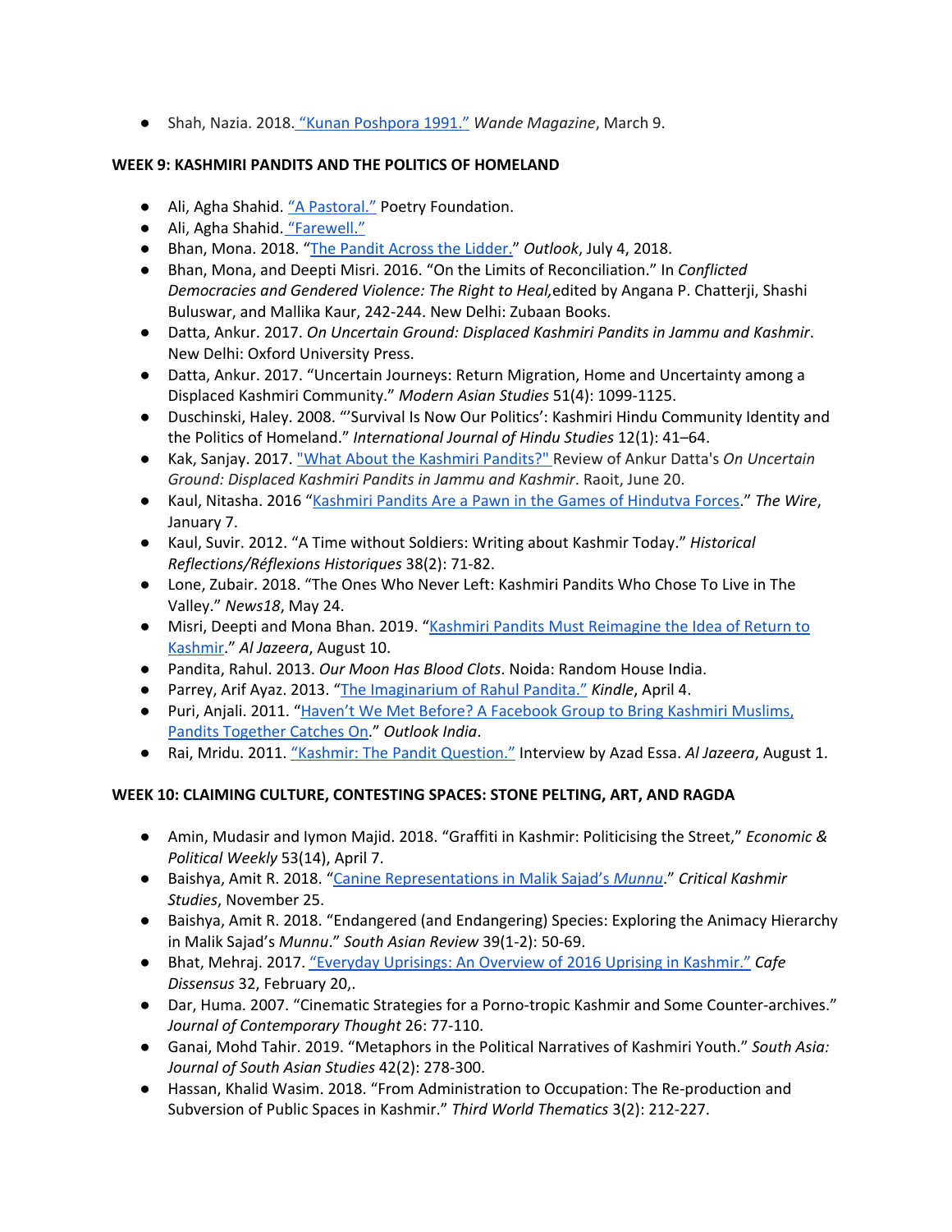- Shah, Nazia. 2018. "Kunan Poshpora 1991." *Wande Magazine*, March 9.

**WEEK 9: KASHMIRI PANDITS AND THE POLITICS OF HOMELAND**

- Ali, Agha Shahid. "A Pastoral." Poetry Foundation.
- Ali, Agha Shahid. "Farewell."
- Bhan, Mona. 2018. "The Pandit Across the Lidder." *Outlook*, July 4, 2018.
- Bhan, Mona, and Deepti Misri. 2016. "On the Limits of Reconciliation." In *Conflicted Democracies and Gendered Violence: The Right to Heal,* edited by Angana P. Chatterji, Shashi Buluswar, and Mallika Kaur, 242-244. New Delhi: Zubaan Books.
- Datta, Ankur. 2017. *On Uncertain Ground: Displaced Kashmiri Pandits in Jammu and Kashmir*. New Delhi: Oxford University Press.
- Datta, Ankur. 2017. "Uncertain Journeys: Return Migration, Home and Uncertainty among a Displaced Kashmiri Community." *Modern Asian Studies* 51(4): 1099-1125.
- Duschinski, Haley. 2008. "'Survival Is Now Our Politics': Kashmiri Hindu Community Identity and the Politics of Homeland." *International Journal of Hindu Studies* 12(1): 41–64.
- Kak, Sanjay. 2017. "What About the Kashmiri Pandits?" Review of Ankur Datta's *On Uncertain Ground: Displaced Kashmiri Pandits in Jammu and Kashmir*. Raoit, June 20.
- Kaul, Nitasha. 2016 "Kashmiri Pandits Are a Pawn in the Games of Hindutva Forces." *The Wire*, January 7.
- Kaul, Suvir. 2012. "A Time without Soldiers: Writing about Kashmir Today." *Historical Reflections/Réflexions Historiques* 38(2): 71-82.
- Lone, Zubair. 2018. "The Ones Who Never Left: Kashmiri Pandits Who Chose To Live in The Valley." *News18*, May 24.
- Misri, Deepti and Mona Bhan. 2019. "Kashmiri Pandits Must Reimagine the Idea of Return to Kashmir." *Al Jazeera*, August 10.
- Pandita, Rahul. 2013. *Our Moon Has Blood Clots*. Noida: Random House India.
- Parrey, Arif Ayaz. 2013. "The Imaginarium of Rahul Pandita." *Kindle*, April 4.
- Puri, Anjali. 2011. "Haven't We Met Before? A Facebook Group to Bring Kashmiri Muslims, Pandits Together Catches On." *Outlook India*.
- Rai, Mridu. 2011. "Kashmir: The Pandit Question." Interview by Azad Essa. *Al Jazeera*, August 1.

**WEEK 10: CLAIMING CULTURE, CONTESTING SPACES: STONE PELTING, ART, AND RAGDA**

- Amin, Mudasir and Iymon Majid. 2018. "Graffiti in Kashmir: Politicising the Street," *Economic & Political Weekly* 53(14), April 7.
- Baishya, Amit R. 2018. "Canine Representations in Malik Sajad's *Munnu*." *Critical Kashmir Studies*, November 25.
- Baishya, Amit R. 2018. "Endangered (and Endangering) Species: Exploring the Animacy Hierarchy in Malik Sajad's *Munnu*." *South Asian Review* 39(1-2): 50-69.
- Bhat, Mehraj. 2017. "Everyday Uprisings: An Overview of 2016 Uprising in Kashmir." *Cafe Dissensus* 32, February 20,.
- Dar, Huma. 2007. "Cinematic Strategies for a Porno-tropic Kashmir and Some Counter-archives." *Journal of Contemporary Thought* 26: 77-110.
- Ganai, Mohd Tahir. 2019. "Metaphors in the Political Narratives of Kashmiri Youth." *South Asia: Journal of South Asian Studies* 42(2): 278-300.
- Hassan, Khalid Wasim. 2018. "From Administration to Occupation: The Re-production and Subversion of Public Spaces in Kashmir." *Third World Thematics* 3(2): 212-227.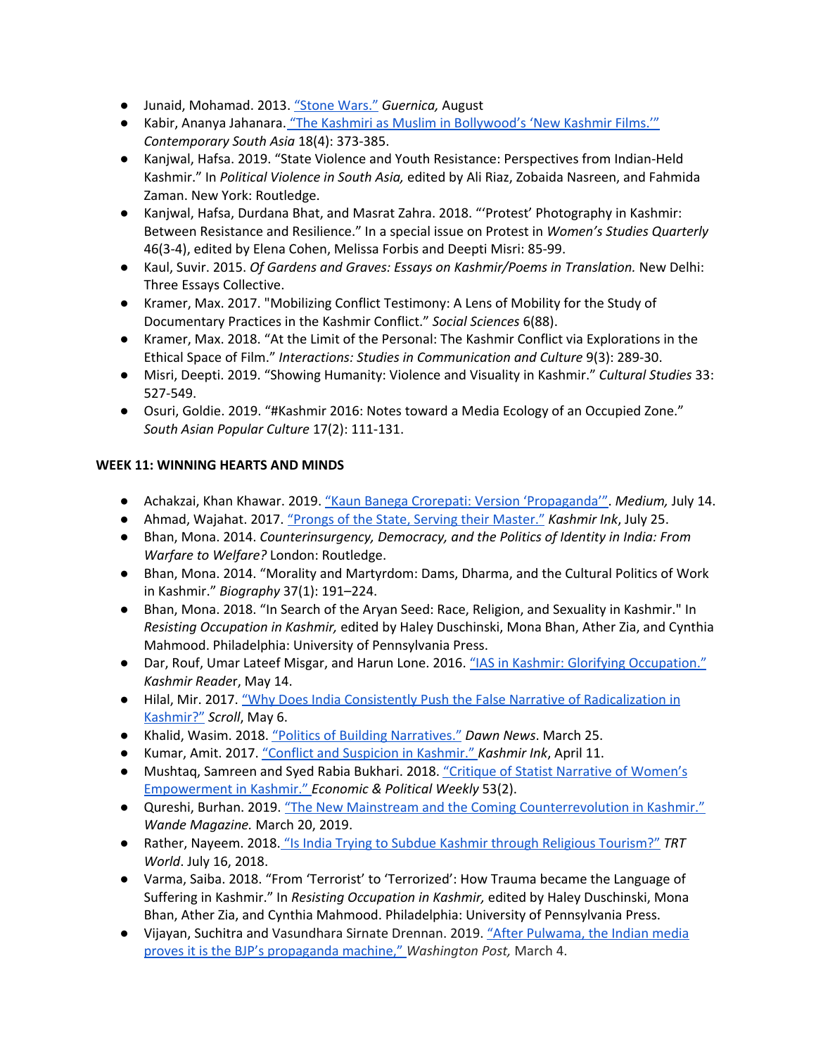- Junaid, Mohamad. 2013. "Stone Wars." *Guernica,* August
- Kabir, Ananya Jahanara. "The Kashmiri as Muslim in Bollywood's 'New Kashmir Films.'" *Contemporary South Asia* 18(4): 373-385.
- Kanjwal, Hafsa. 2019. "State Violence and Youth Resistance: Perspectives from Indian-Held Kashmir." In *Political Violence in South Asia,* edited by Ali Riaz, Zobaida Nasreen, and Fahmida Zaman. New York: Routledge.
- Kanjwal, Hafsa, Durdana Bhat, and Masrat Zahra. 2018. "'Protest' Photography in Kashmir: Between Resistance and Resilience." In a special issue on Protest in *Women's Studies Quarterly* 46(3-4), edited by Elena Cohen, Melissa Forbis and Deepti Misri: 85-99.
- Kaul, Suvir. 2015. *Of Gardens and Graves: Essays on Kashmir/Poems in Translation.* New Delhi: Three Essays Collective.
- Kramer, Max. 2017. "Mobilizing Conflict Testimony: A Lens of Mobility for the Study of Documentary Practices in the Kashmir Conflict." *Social Sciences* 6(88).
- Kramer, Max. 2018. "At the Limit of the Personal: The Kashmir Conflict via Explorations in the Ethical Space of Film." *Interactions: Studies in Communication and Culture* 9(3): 289-30.
- Misri, Deepti. 2019. "Showing Humanity: Violence and Visuality in Kashmir." *Cultural Studies* 33: 527-549.
- Osuri, Goldie. 2019. "#Kashmir 2016: Notes toward a Media Ecology of an Occupied Zone." *South Asian Popular Culture* 17(2): 111-131.

**WEEK 11: WINNING HEARTS AND MINDS**

- Achakzai, Khan Khawar. 2019. "Kaun Banega Crorepati: Version 'Propaganda'". *Medium,* July 14.
- Ahmad, Wajahat. 2017. "Prongs of the State, Serving their Master." *Kashmir Ink*, July 25.
- Bhan, Mona. 2014. *Counterinsurgency, Democracy, and the Politics of Identity in India: From Warfare to Welfare?* London: Routledge.
- Bhan, Mona. 2014. "Morality and Martyrdom: Dams, Dharma, and the Cultural Politics of Work in Kashmir." *Biography* 37(1): 191–224.
- Bhan, Mona. 2018. "In Search of the Aryan Seed: Race, Religion, and Sexuality in Kashmir." In *Resisting Occupation in Kashmir,* edited by Haley Duschinski, Mona Bhan, Ather Zia, and Cynthia Mahmood. Philadelphia: University of Pennsylvania Press.
- Dar, Rouf, Umar Lateef Misgar, and Harun Lone. 2016. "IAS in Kashmir: Glorifying Occupation." *Kashmir Reader*, May 14.
- Hilal, Mir. 2017. "Why Does India Consistently Push the False Narrative of Radicalization in Kashmir?" *Scroll*, May 6.
- Khalid, Wasim. 2018. "Politics of Building Narratives." *Dawn News*. March 25.
- Kumar, Amit. 2017. "Conflict and Suspicion in Kashmir." *Kashmir Ink*, April 11.
- Mushtaq, Samreen and Syed Rabia Bukhari. 2018. "Critique of Statist Narrative of Women's Empowerment in Kashmir." *Economic & Political Weekly* 53(2).
- Qureshi, Burhan. 2019. "The New Mainstream and the Coming Counterrevolution in Kashmir." *Wande Magazine.* March 20, 2019.
- Rather, Nayeem. 2018. "Is India Trying to Subdue Kashmir through Religious Tourism?" *TRT World*. July 16, 2018.
- Varma, Saiba. 2018. "From 'Terrorist' to 'Terrorized': How Trauma became the Language of Suffering in Kashmir." In *Resisting Occupation in Kashmir,* edited by Haley Duschinski, Mona Bhan, Ather Zia, and Cynthia Mahmood. Philadelphia: University of Pennsylvania Press.
- Vijayan, Suchitra and Vasundhara Sirnate Drennan. 2019. "After Pulwama, the Indian media proves it is the BJP's propaganda machine," *Washington Post,* March 4.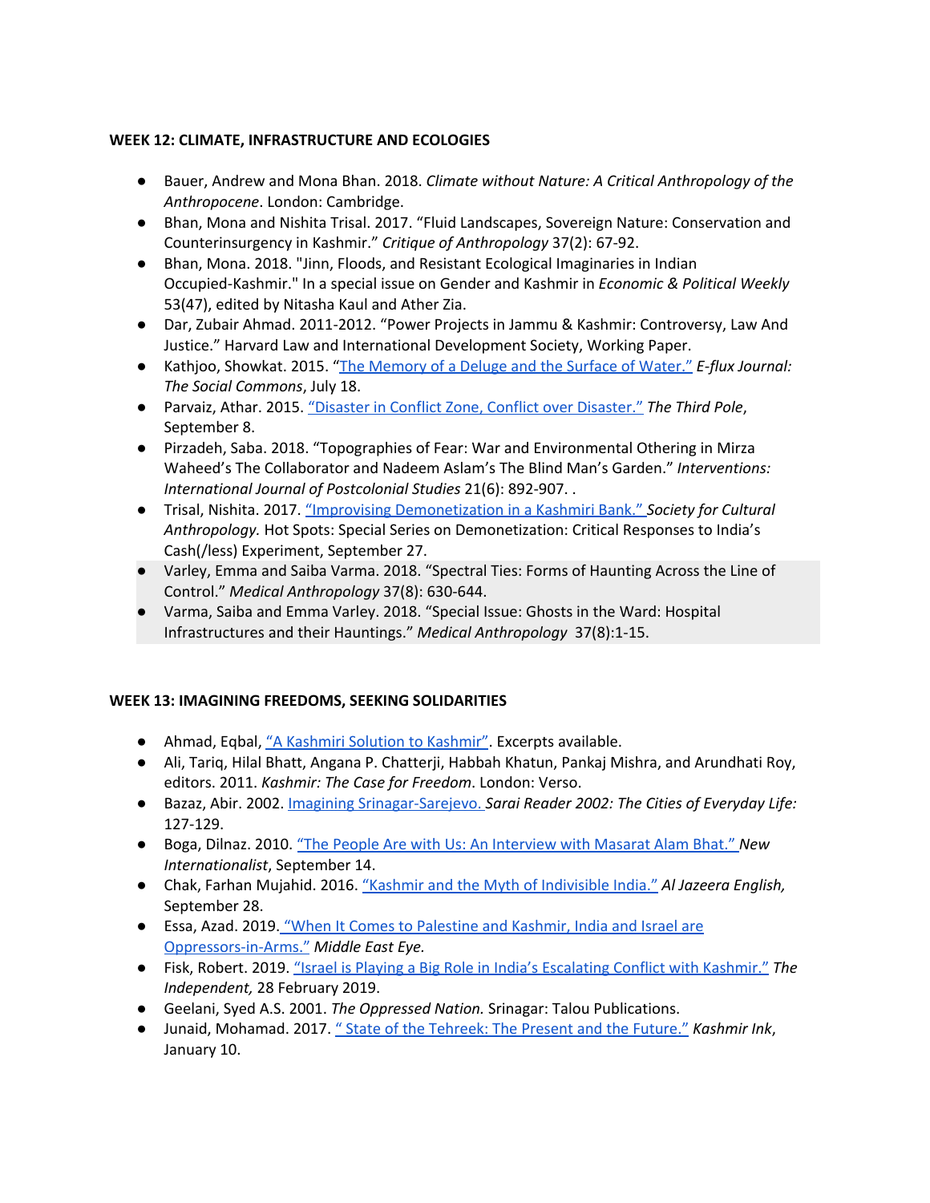**WEEK 12: CLIMATE, INFRASTRUCTURE AND ECOLOGIES**

- Bauer, Andrew and Mona Bhan. 2018. *Climate without Nature: A Critical Anthropology of the Anthropocene*. London: Cambridge.
- Bhan, Mona and Nishita Trisal. 2017. "Fluid Landscapes, Sovereign Nature: Conservation and Counterinsurgency in Kashmir." *Critique of Anthropology* 37(2): 67-92.
- Bhan, Mona. 2018. "Jinn, Floods, and Resistant Ecological Imaginaries in Indian Occupied-Kashmir." In a special issue on Gender and Kashmir in *Economic & Political Weekly* 53(47), edited by Nitasha Kaul and Ather Zia.
- Dar, Zubair Ahmad. 2011-2012. "Power Projects in Jammu & Kashmir: Controversy, Law And Justice." Harvard Law and International Development Society, Working Paper.
- Kathjoo, Showkat. 2015. "The Memory of a Deluge and the Surface of Water." *E-flux Journal: The Social Commons*, July 18.
- Parvaiz, Athar. 2015. "Disaster in Conflict Zone, Conflict over Disaster." *The Third Pole*, September 8.
- Pirzadeh, Saba. 2018. "Topographies of Fear: War and Environmental Othering in Mirza Waheed's The Collaborator and Nadeem Aslam's The Blind Man's Garden." *Interventions: International Journal of Postcolonial Studies* 21(6): 892-907. .
- Trisal, Nishita. 2017. "Improvising Demonetization in a Kashmiri Bank." *Society for Cultural Anthropology.* Hot Spots: Special Series on Demonetization: Critical Responses to India's Cash(/less) Experiment, September 27.
- Varley, Emma and Saiba Varma. 2018. "Spectral Ties: Forms of Haunting Across the Line of Control." *Medical Anthropology* 37(8): 630-644.
- Varma, Saiba and Emma Varley. 2018. "Special Issue: Ghosts in the Ward: Hospital Infrastructures and their Hauntings." *Medical Anthropology* 37(8):1-15.

**WEEK 13: IMAGINING FREEDOMS, SEEKING SOLIDARITIES**

- Ahmad, Eqbal, "A Kashmiri Solution to Kashmir". Excerpts available.
- Ali, Tariq, Hilal Bhatt, Angana P. Chatterji, Habbah Khatun, Pankaj Mishra, and Arundhati Roy, editors. 2011. *Kashmir: The Case for Freedom*. London: Verso.
- Bazaz, Abir. 2002. Imagining Srinagar-Sarejevo. *Sarai Reader 2002: The Cities of Everyday Life:* 127-129.
- Boga, Dilnaz. 2010. "The People Are with Us: An Interview with Masarat Alam Bhat." *New Internationalist*, September 14.
- Chak, Farhan Mujahid. 2016. "Kashmir and the Myth of Indivisible India." *Al Jazeera English,* September 28.
- Essa, Azad. 2019. "When It Comes to Palestine and Kashmir, India and Israel are Oppressors-in-Arms." *Middle East Eye.*
- Fisk, Robert. 2019. "Israel is Playing a Big Role in India's Escalating Conflict with Kashmir." *The Independent,* 28 February 2019.
- Geelani, Syed A.S. 2001. *The Oppressed Nation.* Srinagar: Talou Publications.
- Junaid, Mohamad. 2017. " State of the Tehreek: The Present and the Future." *Kashmir Ink*, January 10.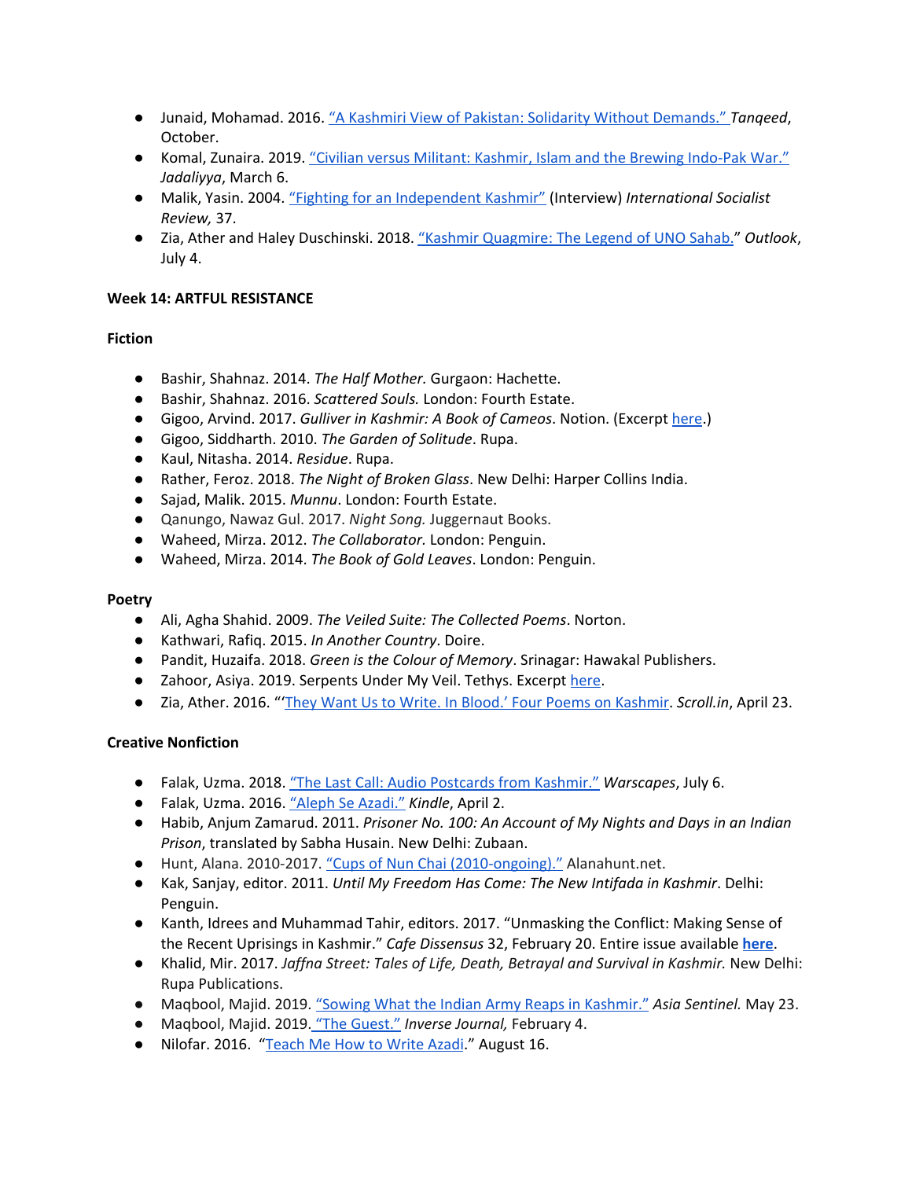- Junaid, Mohamad. 2016. "A Kashmiri View of Pakistan: Solidarity Without Demands." *Tanqeed*, October.
- Komal, Zunaira. 2019. "Civilian versus Militant: Kashmir, Islam and the Brewing Indo-Pak War." *Jadaliyya*, March 6.
- Malik, Yasin. 2004. "Fighting for an Independent Kashmir" (Interview) *International Socialist Review,* 37.
- Zia, Ather and Haley Duschinski. 2018. "Kashmir Quagmire: The Legend of UNO Sahab." *Outlook*, July 4.

**Week 14: ARTFUL RESISTANCE**

**Fiction**

- Bashir, Shahnaz. 2014. *The Half Mother.* Gurgaon: Hachette.
- Bashir, Shahnaz. 2016. *Scattered Souls.* London: Fourth Estate.
- Gigoo, Arvind. 2017. *Gulliver in Kashmir: A Book of Cameos*. Notion. (Excerpt here.)
- Gigoo, Siddharth. 2010. *The Garden of Solitude*. Rupa.
- Kaul, Nitasha. 2014. *Residue*. Rupa.
- Rather, Feroz. 2018. *The Night of Broken Glass*. New Delhi: Harper Collins India.
- Sajad, Malik. 2015. *Munnu*. London: Fourth Estate.
- Qanungo, Nawaz Gul. 2017. *Night Song.* Juggernaut Books.
- Waheed, Mirza. 2012. *The Collaborator.* London: Penguin.
- Waheed, Mirza. 2014. *The Book of Gold Leaves*. London: Penguin.

**Poetry**

- Ali, Agha Shahid. 2009. *The Veiled Suite: The Collected Poems*. Norton.
- Kathwari, Rafiq. 2015. *In Another Country*. Doire.
- Pandit, Huzaifa. 2018. *Green is the Colour of Memory*. Srinagar: Hawakal Publishers.
- Zahoor, Asiya. 2019. Serpents Under My Veil. Tethys. Excerpt here.
- Zia, Ather. 2016. "'They Want Us to Write. In Blood.' Four Poems on Kashmir. *Scroll.in*, April 23.

**Creative Nonfiction**

- Falak, Uzma. 2018. "The Last Call: Audio Postcards from Kashmir." *Warscapes*, July 6.
- Falak, Uzma. 2016. "Aleph Se Azadi." *Kindle*, April 2.
- Habib, Anjum Zamarud. 2011. *Prisoner No. 100: An Account of My Nights and Days in an Indian Prison*, translated by Sabha Husain. New Delhi: Zubaan.
- Hunt, Alana. 2010-2017. "Cups of Nun Chai (2010-ongoing)." Alanahunt.net.
- Kak, Sanjay, editor. 2011. *Until My Freedom Has Come: The New Intifada in Kashmir*. Delhi: Penguin.
- Kanth, Idrees and Muhammad Tahir, editors. 2017. "Unmasking the Conflict: Making Sense of the Recent Uprisings in Kashmir." *Cafe Dissensus* 32, February 20. Entire issue available **here**.
- Khalid, Mir. 2017. *Jaffna Street: Tales of Life, Death, Betrayal and Survival in Kashmir.* New Delhi: Rupa Publications.
- Maqbool, Majid. 2019. "Sowing What the Indian Army Reaps in Kashmir." *Asia Sentinel.* May 23.
- Maqbool, Majid. 2019. "The Guest." *Inverse Journal,* February 4.
- Nilofar. 2016. "Teach Me How to Write Azadi." August 16.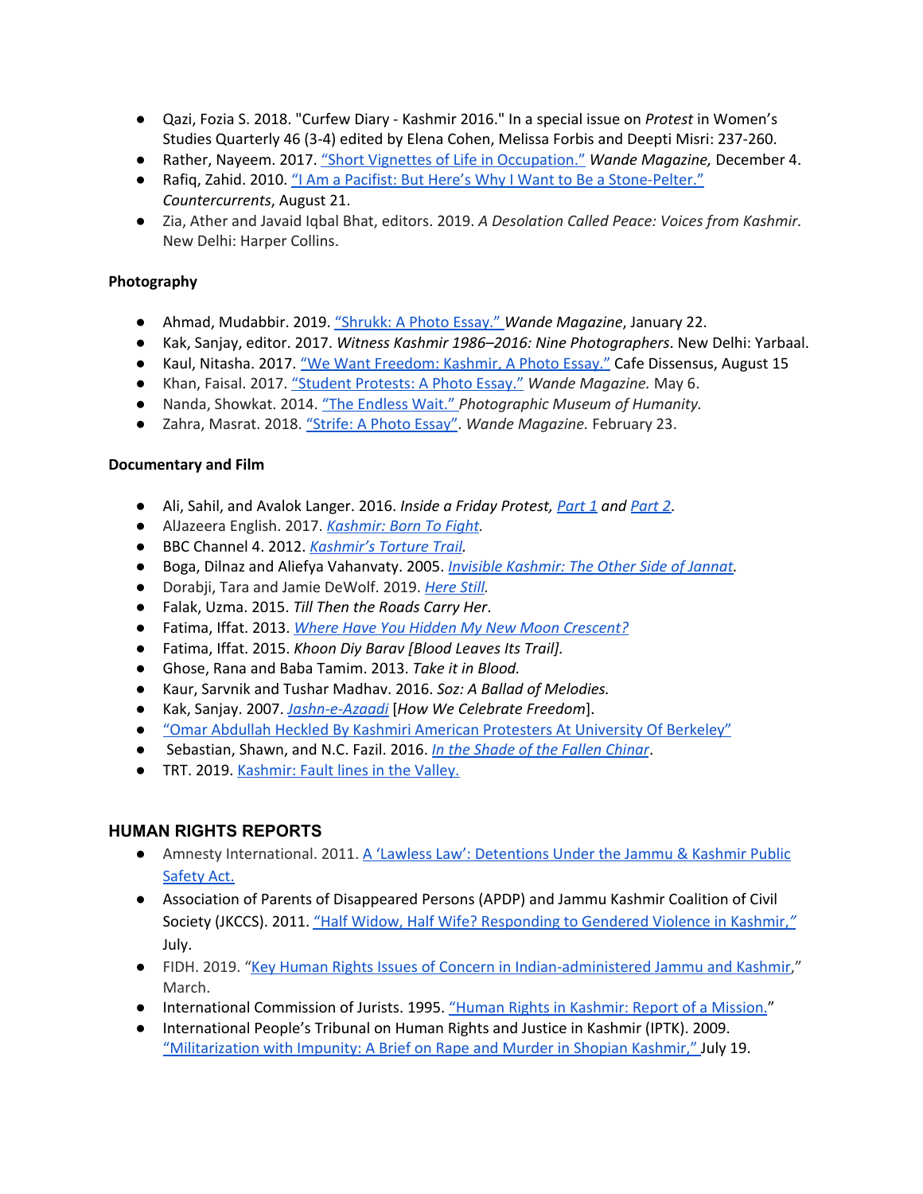- Qazi, Fozia S. 2018. "Curfew Diary - Kashmir 2016." In a special issue on *Protest* in Women's Studies Quarterly 46 (3-4) edited by Elena Cohen, Melissa Forbis and Deepti Misri: 237-260.
- Rather, Nayeem. 2017. "Short Vignettes of Life in Occupation." *Wande Magazine,* December 4.
- Rafiq, Zahid. 2010. "I Am a Pacifist: But Here's Why I Want to Be a Stone-Pelter." *Countercurrents*, August 21.
- Zia, Ather and Javaid Iqbal Bhat, editors. 2019. *A Desolation Called Peace: Voices from Kashmir.* New Delhi: Harper Collins.

**Photography**

- Ahmad, Mudabbir. 2019. "Shrukk: A Photo Essay." *Wande Magazine*, January 22.
- Kak, Sanjay, editor. 2017. *Witness Kashmir 1986–2016: Nine Photographers*. New Delhi: Yarbaal.
- Kaul, Nitasha. 2017. "We Want Freedom: Kashmir, A Photo Essay." Cafe Dissensus, August 15
- Khan, Faisal. 2017. "Student Protests: A Photo Essay." *Wande Magazine.* May 6.
- Nanda, Showkat. 2014. "The Endless Wait." *Photographic Museum of Humanity.*
- Zahra, Masrat. 2018. "Strife: A Photo Essay". *Wande Magazine.* February 23.

**Documentary and Film**

- Ali, Sahil, and Avalok Langer. 2016. *Inside a Friday Protest, Part 1 and Part 2*.
- AlJazeera English. 2017. *Kashmir: Born To Fight.*
- BBC Channel 4. 2012. *Kashmir's Torture Trail.*
- Boga, Dilnaz and Aliefya Vahanvaty. 2005. *Invisible Kashmir: The Other Side of Jannat.*
- Dorabji, Tara and Jamie DeWolf. 2019. *Here Still.*
- Falak, Uzma. 2015. *Till Then the Roads Carry Her*.
- Fatima, Iffat. 2013. *Where Have You Hidden My New Moon Crescent?*
- Fatima, Iffat. 2015. *Khoon Diy Barav [Blood Leaves Its Trail].*
- Ghose, Rana and Baba Tamim. 2013. *Take it in Blood.*
- Kaur, Sarvnik and Tushar Madhav. 2016. *Soz: A Ballad of Melodies.*
- Kak, Sanjay. 2007. *Jashn-e-Azaadi* [*How We Celebrate Freedom*].
- "Omar Abdullah Heckled By Kashmiri American Protesters At University Of Berkeley"
- Sebastian, Shawn, and N.C. Fazil. 2016. *In the Shade of the Fallen Chinar*.
- TRT. 2019. Kashmir: Fault lines in the Valley.

## HUMAN RIGHTS REPORTS

- Amnesty International. 2011. A 'Lawless Law': Detentions Under the Jammu & Kashmir Public Safety Act.
- Association of Parents of Disappeared Persons (APDP) and Jammu Kashmir Coalition of Civil Society (JKCCS). 2011. "Half Widow, Half Wife? Responding to Gendered Violence in Kashmir," July.
- FIDH. 2019. "Key Human Rights Issues of Concern in Indian-administered Jammu and Kashmir," March.
- International Commission of Jurists. 1995. "Human Rights in Kashmir: Report of a Mission."
- International People's Tribunal on Human Rights and Justice in Kashmir (IPTK). 2009. "Militarization with Impunity: A Brief on Rape and Murder in Shopian Kashmir," July 19.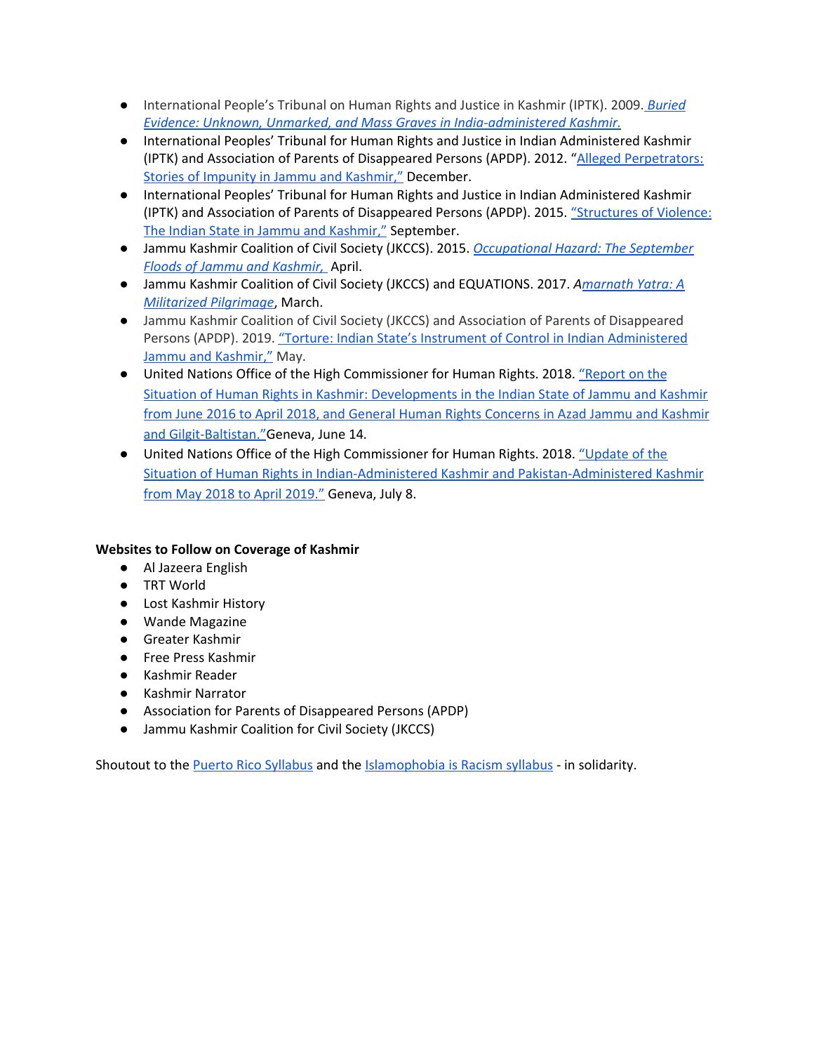- International People's Tribunal on Human Rights and Justice in Kashmir (IPTK). 2009. [*Buried Evidence: Unknown, Unmarked, and Mass Graves in India-administered Kashmir.*]()
- International Peoples' Tribunal for Human Rights and Justice in Indian Administered Kashmir (IPTK) and Association of Parents of Disappeared Persons (APDP). 2012. "[Alleged Perpetrators: Stories of Impunity in Jammu and Kashmir,"]() December.
- International Peoples' Tribunal for Human Rights and Justice in Indian Administered Kashmir (IPTK) and Association of Parents of Disappeared Persons (APDP). 2015. ["Structures of Violence: The Indian State in Jammu and Kashmir,"]() September.
- Jammu Kashmir Coalition of Civil Society (JKCCS). 2015. [*Occupational Hazard: The September Floods of Jammu and Kashmir,*]() April.
- Jammu Kashmir Coalition of Civil Society (JKCCS) and EQUATIONS. 2017. *A*[*marnath Yatra: A Militarized Pilgrimage*](), March.
- Jammu Kashmir Coalition of Civil Society (JKCCS) and Association of Parents of Disappeared Persons (APDP). 2019. ["Torture: Indian State's Instrument of Control in Indian Administered Jammu and Kashmir,"]() May.
- United Nations Office of the High Commissioner for Human Rights. 2018. ["Report on the Situation of Human Rights in Kashmir: Developments in the Indian State of Jammu and Kashmir from June 2016 to April 2018, and General Human Rights Concerns in Azad Jammu and Kashmir and Gilgit-Baltistan."]()Geneva, June 14.
- United Nations Office of the High Commissioner for Human Rights. 2018. ["Update of the Situation of Human Rights in Indian-Administered Kashmir and Pakistan-Administered Kashmir from May 2018 to April 2019."]() Geneva, July 8.

**Websites to Follow on Coverage of Kashmir**

- Al Jazeera English
- TRT World
- Lost Kashmir History
- Wande Magazine
- Greater Kashmir
- Free Press Kashmir
- Kashmir Reader
- Kashmir Narrator
- Association for Parents of Disappeared Persons (APDP)
- Jammu Kashmir Coalition for Civil Society (JKCCS)

Shoutout to the [Puerto Rico Syllabus]() and the [Islamophobia is Racism syllabus]() - in solidarity.